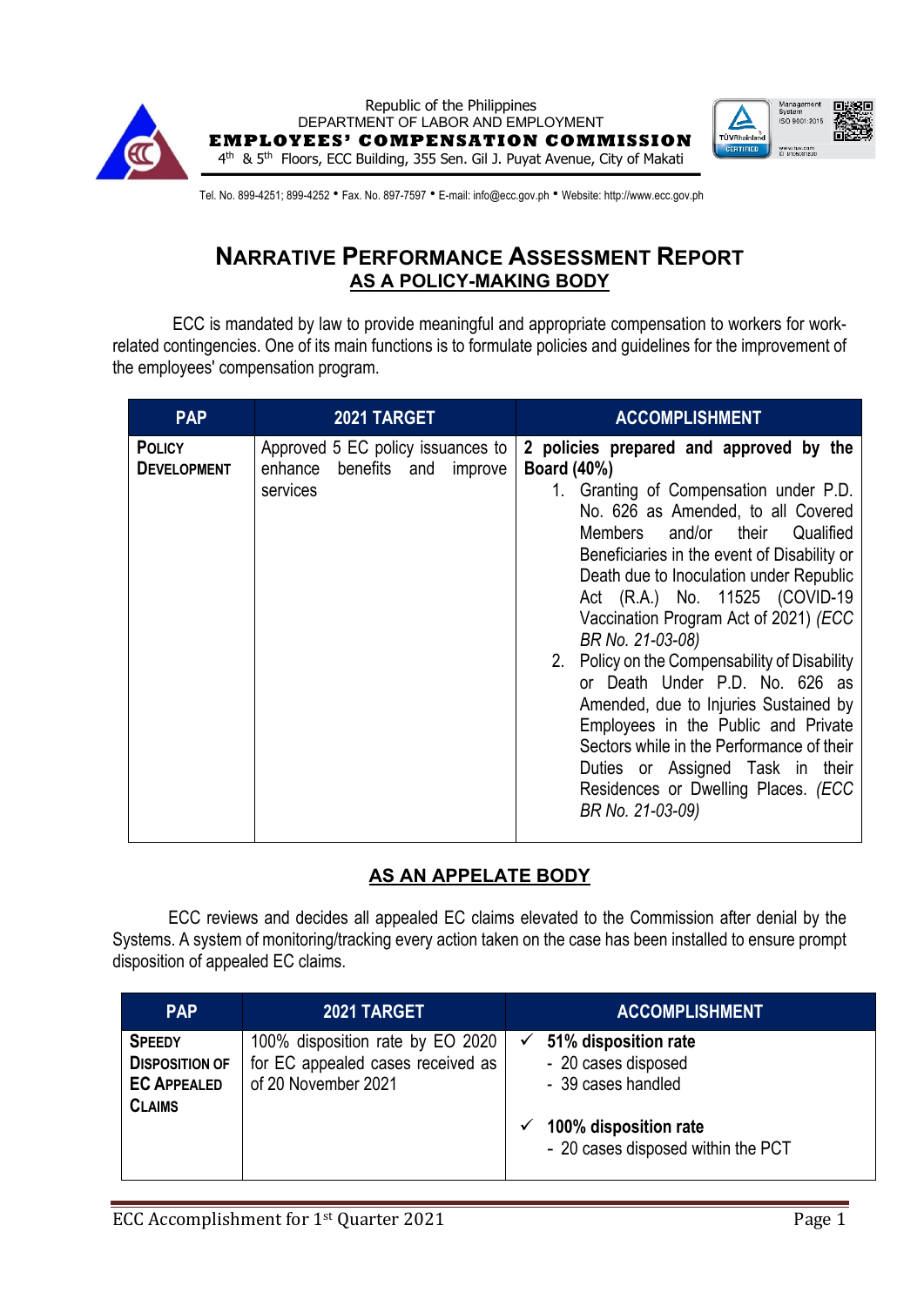Republic of the Philippines
DEPARTMENT OF LABOR AND EMPLOYMENT
**EMPLOYEES' COMPENSATION COMMISSION**
4th & 5th Floors, ECC Building, 355 Sen. Gil J. Puyat Avenue, City of Makati

Tel. No. 899-4251; 899-4252 • Fax. No. 897-7597 • E-mail: info@ecc.gov.ph • Website: http://www.ecc.gov.ph

# NARRATIVE PERFORMANCE ASSESSMENT REPORT

## AS A POLICY-MAKING BODY

ECC is mandated by law to provide meaningful and appropriate compensation to workers for work-related contingencies. One of its main functions is to formulate policies and guidelines for the improvement of the employees' compensation program.

| PAP | 2021 TARGET | ACCOMPLISHMENT |
|---|---|---|
| **POLICY DEVELOPMENT** | Approved 5 EC policy issuances to enhance benefits and improve services | **2 policies prepared and approved by the Board (40%)**<br>1. Granting of Compensation under P.D. No. 626 as Amended, to all Covered Members and/or their Qualified Beneficiaries in the event of Disability or Death due to Inoculation under Republic Act (R.A.) No. 11525 (COVID-19 Vaccination Program Act of 2021) *(ECC BR No. 21-03-08)*<br>2. Policy on the Compensability of Disability or Death Under P.D. No. 626 as Amended, due to Injuries Sustained by Employees in the Public and Private Sectors while in the Performance of their Duties or Assigned Task in their Residences or Dwelling Places. *(ECC BR No. 21-03-09)* |

## AS AN APPELATE BODY

ECC reviews and decides all appealed EC claims elevated to the Commission after denial by the Systems. A system of monitoring/tracking every action taken on the case has been installed to ensure prompt disposition of appealed EC claims.

| PAP | 2021 TARGET | ACCOMPLISHMENT |
|---|---|---|
| **SPEEDY DISPOSITION OF EC APPEALED CLAIMS** | 100% disposition rate by EO 2020 for EC appealed cases received as of 20 November 2021 | ✓ **51% disposition rate**<br>- 20 cases disposed<br>- 39 cases handled<br>✓ **100% disposition rate**<br>- 20 cases disposed within the PCT |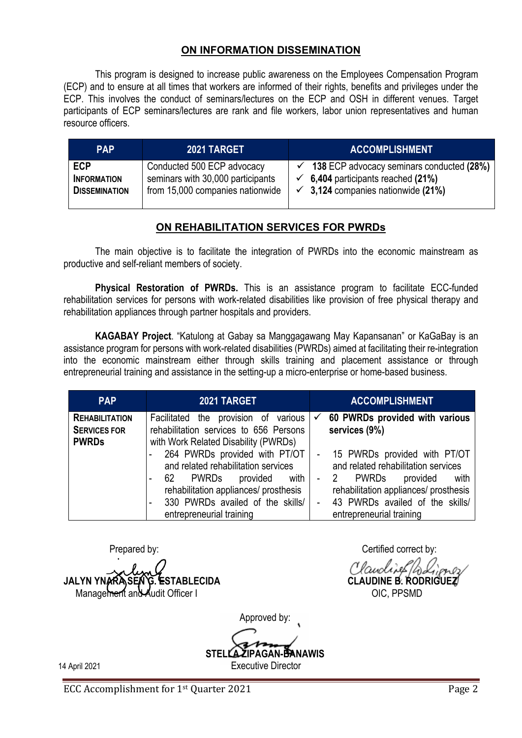## ON INFORMATION DISSEMINATION

This program is designed to increase public awareness on the Employees Compensation Program (ECP) and to ensure at all times that workers are informed of their rights, benefits and privileges under the ECP. This involves the conduct of seminars/lectures on the ECP and OSH in different venues. Target participants of ECP seminars/lectures are rank and file workers, labor union representatives and human resource officers.

| PAP | 2021 TARGET | ACCOMPLISHMENT |
|---|---|---|
| **ECP INFORMATION DISSEMINATION** | Conducted 500 ECP advocacy seminars with 30,000 participants from 15,000 companies nationwide | ✓ **138** ECP advocacy seminars conducted **(28%)**<br>✓ **6,404** participants reached **(21%)**<br>✓ **3,124** companies nationwide **(21%)** |

## ON REHABILITATION SERVICES FOR PWRDs

The main objective is to facilitate the integration of PWRDs into the economic mainstream as productive and self-reliant members of society.

**Physical Restoration of PWRDs.** This is an assistance program to facilitate ECC-funded rehabilitation services for persons with work-related disabilities like provision of free physical therapy and rehabilitation appliances through partner hospitals and providers.

**KAGABAY Project**. "Katulong at Gabay sa Manggagawang May Kapansanan" or KaGaBay is an assistance program for persons with work-related disabilities (PWRDs) aimed at facilitating their re-integration into the economic mainstream either through skills training and placement assistance or through entrepreneurial training and assistance in the setting-up a micro-enterprise or home-based business.

| PAP | 2021 TARGET | ACCOMPLISHMENT |
|---|---|---|
| **REHABILITATION SERVICES FOR PWRDs** | Facilitated the provision of various rehabilitation services to 656 Persons with Work Related Disability (PWRDs)<br>- 264 PWRDs provided with PT/OT and related rehabilitation services<br>- 62 PWRDs provided with rehabilitation appliances/ prosthesis<br>- 330 PWRDs availed of the skills/ entrepreneurial training | ✓ **60 PWRDs provided with various services (9%)**<br>- 15 PWRDs provided with PT/OT and related rehabilitation services<br>- 2 PWRDs provided with rehabilitation appliances/ prosthesis<br>- 43 PWRDs availed of the skills/ entrepreneurial training |

Prepared by:

**JALYN YNARA SEN G. ESTABLECIDA**
Management and Audit Officer I

Certified correct by:

**CLAUDINE B. RODRIGUEZ**
OIC, PPSMD

Approved by:

**STELLA ZIPAGAN-BANAWIS**
Executive Director

14 April 2021